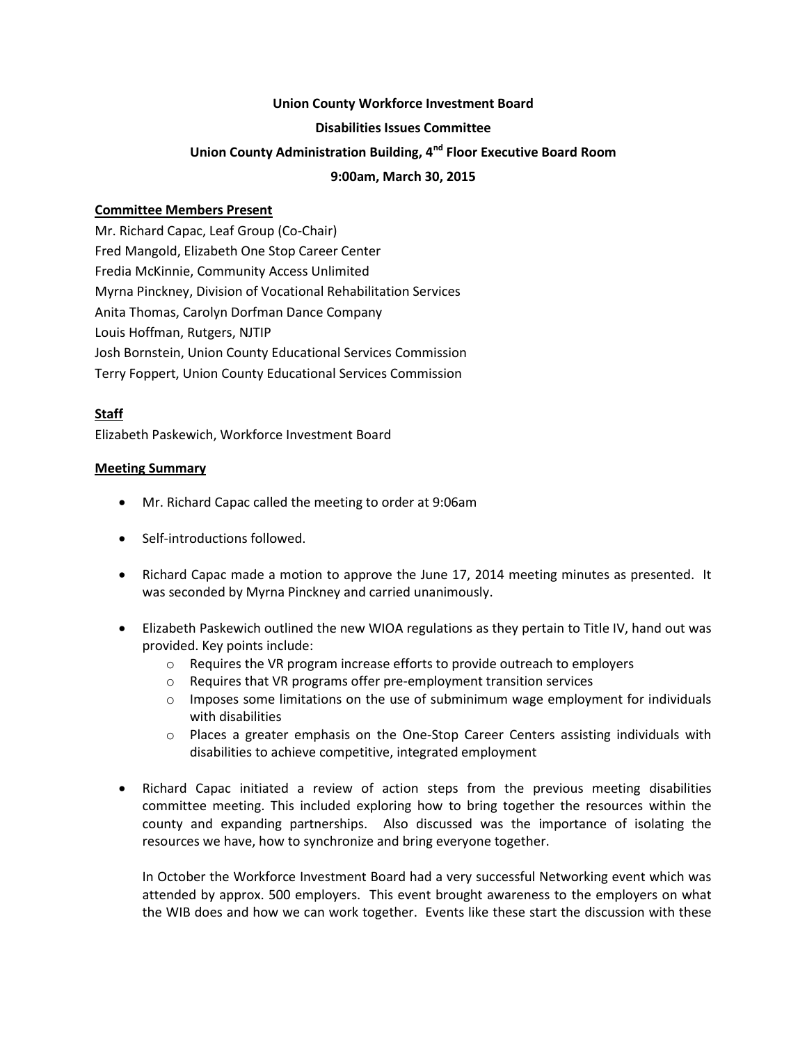**Union County Workforce Investment Board**

**Disabilities Issues Committee**

**Union County Administration Building, 4th Floor Executive Board Room**

**9:00am, March 30, 2015**

**Committee Members Present**

Mr. Richard Capac, Leaf Group (Co-Chair)
Fred Mangold, Elizabeth One Stop Career Center
Fredia McKinnie, Community Access Unlimited
Myrna Pinckney, Division of Vocational Rehabilitation Services
Anita Thomas, Carolyn Dorfman Dance Company
Louis Hoffman, Rutgers, NJTIP
Josh Bornstein, Union County Educational Services Commission
Terry Foppert, Union County Educational Services Commission

**Staff**

Elizabeth Paskewich, Workforce Investment Board

**Meeting Summary**

- Mr. Richard Capac called the meeting to order at 9:06am
- Self-introductions followed.
- Richard Capac made a motion to approve the June 17, 2014 meeting minutes as presented. It was seconded by Myrna Pinckney and carried unanimously.
- Elizabeth Paskewich outlined the new WIOA regulations as they pertain to Title IV, hand out was provided. Key points include:
  - Requires the VR program increase efforts to provide outreach to employers
  - Requires that VR programs offer pre-employment transition services
  - Imposes some limitations on the use of subminimum wage employment for individuals with disabilities
  - Places a greater emphasis on the One-Stop Career Centers assisting individuals with disabilities to achieve competitive, integrated employment
- Richard Capac initiated a review of action steps from the previous meeting disabilities committee meeting. This included exploring how to bring together the resources within the county and expanding partnerships. Also discussed was the importance of isolating the resources we have, how to synchronize and bring everyone together.

  In October the Workforce Investment Board had a very successful Networking event which was attended by approx. 500 employers. This event brought awareness to the employers on what the WIB does and how we can work together. Events like these start the discussion with these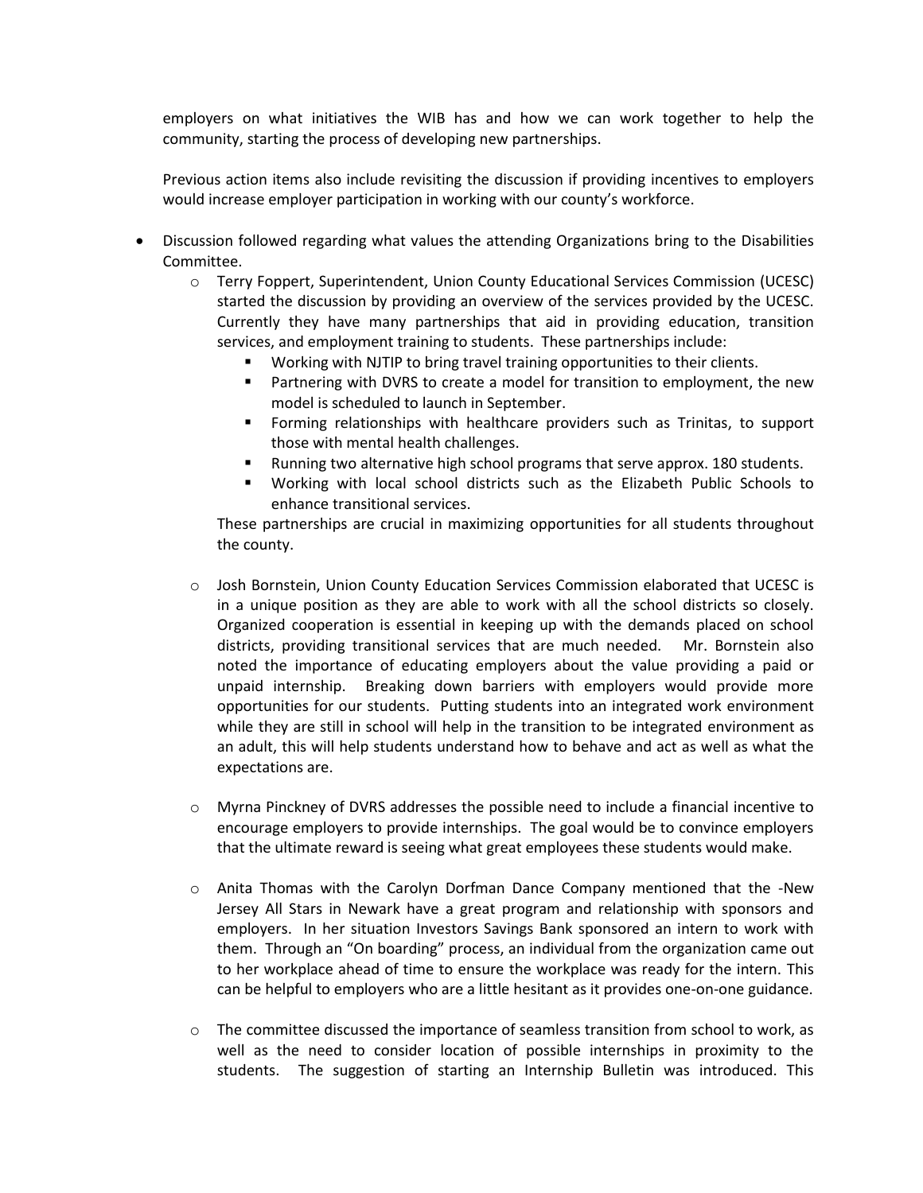employers on what initiatives the WIB has and how we can work together to help the community, starting the process of developing new partnerships.

Previous action items also include revisiting the discussion if providing incentives to employers would increase employer participation in working with our county's workforce.

- Discussion followed regarding what values the attending Organizations bring to the Disabilities Committee.
  - Terry Foppert, Superintendent, Union County Educational Services Commission (UCESC) started the discussion by providing an overview of the services provided by the UCESC. Currently they have many partnerships that aid in providing education, transition services, and employment training to students. These partnerships include:
    - Working with NJTIP to bring travel training opportunities to their clients.
    - Partnering with DVRS to create a model for transition to employment, the new model is scheduled to launch in September.
    - Forming relationships with healthcare providers such as Trinitas, to support those with mental health challenges.
    - Running two alternative high school programs that serve approx. 180 students.
    - Working with local school districts such as the Elizabeth Public Schools to enhance transitional services.

    These partnerships are crucial in maximizing opportunities for all students throughout the county.

  - Josh Bornstein, Union County Education Services Commission elaborated that UCESC is in a unique position as they are able to work with all the school districts so closely. Organized cooperation is essential in keeping up with the demands placed on school districts, providing transitional services that are much needed. Mr. Bornstein also noted the importance of educating employers about the value providing a paid or unpaid internship. Breaking down barriers with employers would provide more opportunities for our students. Putting students into an integrated work environment while they are still in school will help in the transition to be integrated environment as an adult, this will help students understand how to behave and act as well as what the expectations are.

  - Myrna Pinckney of DVRS addresses the possible need to include a financial incentive to encourage employers to provide internships. The goal would be to convince employers that the ultimate reward is seeing what great employees these students would make.

  - Anita Thomas with the Carolyn Dorfman Dance Company mentioned that the -New Jersey All Stars in Newark have a great program and relationship with sponsors and employers. In her situation Investors Savings Bank sponsored an intern to work with them. Through an "On boarding" process, an individual from the organization came out to her workplace ahead of time to ensure the workplace was ready for the intern. This can be helpful to employers who are a little hesitant as it provides one-on-one guidance.

  - The committee discussed the importance of seamless transition from school to work, as well as the need to consider location of possible internships in proximity to the students. The suggestion of starting an Internship Bulletin was introduced. This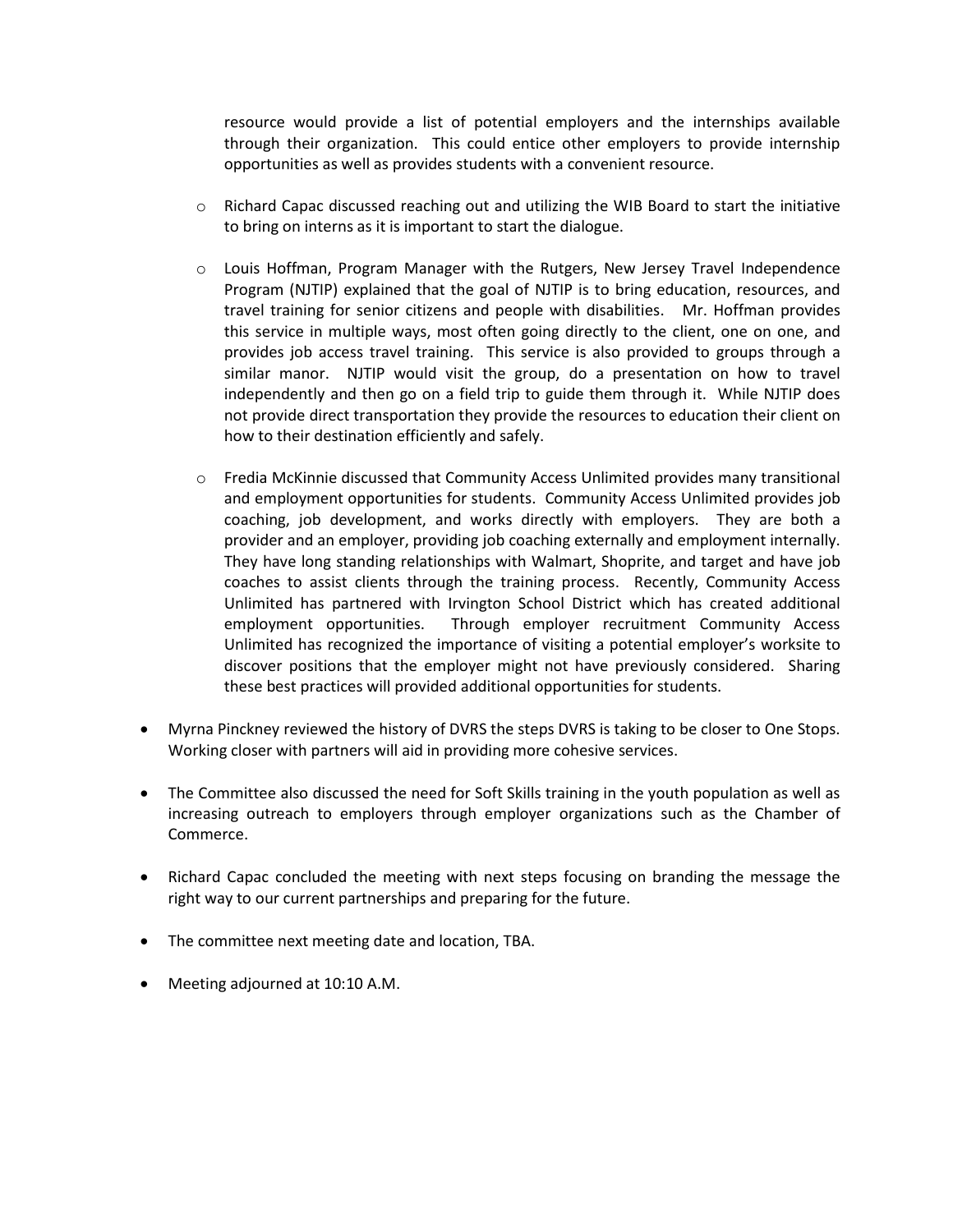resource would provide a list of potential employers and the internships available through their organization. This could entice other employers to provide internship opportunities as well as provides students with a convenient resource.

  - Richard Capac discussed reaching out and utilizing the WIB Board to start the initiative to bring on interns as it is important to start the dialogue.

  - Louis Hoffman, Program Manager with the Rutgers, New Jersey Travel Independence Program (NJTIP) explained that the goal of NJTIP is to bring education, resources, and travel training for senior citizens and people with disabilities. Mr. Hoffman provides this service in multiple ways, most often going directly to the client, one on one, and provides job access travel training. This service is also provided to groups through a similar manor. NJTIP would visit the group, do a presentation on how to travel independently and then go on a field trip to guide them through it. While NJTIP does not provide direct transportation they provide the resources to education their client on how to their destination efficiently and safely.

  - Fredia McKinnie discussed that Community Access Unlimited provides many transitional and employment opportunities for students. Community Access Unlimited provides job coaching, job development, and works directly with employers. They are both a provider and an employer, providing job coaching externally and employment internally. They have long standing relationships with Walmart, Shoprite, and target and have job coaches to assist clients through the training process. Recently, Community Access Unlimited has partnered with Irvington School District which has created additional employment opportunities. Through employer recruitment Community Access Unlimited has recognized the importance of visiting a potential employer's worksite to discover positions that the employer might not have previously considered. Sharing these best practices will provided additional opportunities for students.

- Myrna Pinckney reviewed the history of DVRS the steps DVRS is taking to be closer to One Stops. Working closer with partners will aid in providing more cohesive services.

- The Committee also discussed the need for Soft Skills training in the youth population as well as increasing outreach to employers through employer organizations such as the Chamber of Commerce.

- Richard Capac concluded the meeting with next steps focusing on branding the message the right way to our current partnerships and preparing for the future.

- The committee next meeting date and location, TBA.

- Meeting adjourned at 10:10 A.M.